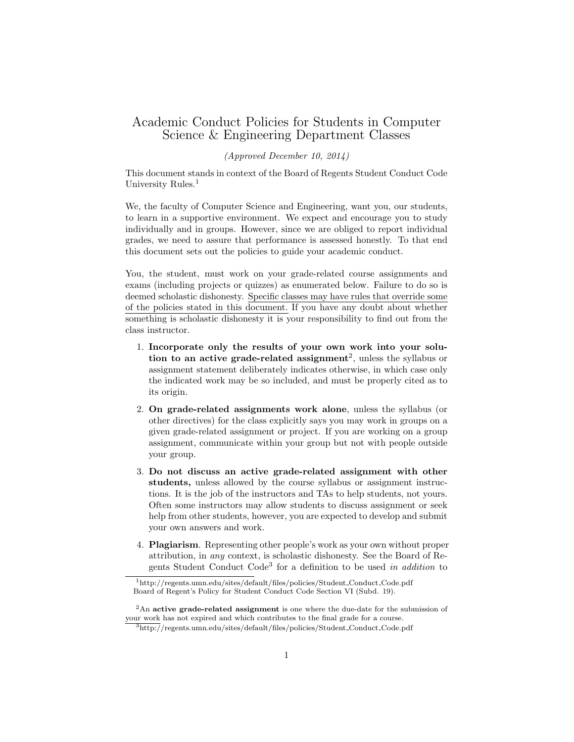# Academic Conduct Policies for Students in Computer Science & Engineering Department Classes

*(Approved December 10, 2014)*

This document stands in context of the Board of Regents Student Conduct Code University Rules.[1]

We, the faculty of Computer Science and Engineering, want you, our students, to learn in a supportive environment. We expect and encourage you to study individually and in groups. However, since we are obliged to report individual grades, we need to assure that performance is assessed honestly. To that end this document sets out the policies to guide your academic conduct.

You, the student, must work on your grade-related course assignments and exams (including projects or quizzes) as enumerated below. Failure to do so is deemed scholastic dishonesty. <u>Specific classes may have rules that override some of the policies stated in this document.</u> If you have any doubt about whether something is scholastic dishonesty it is your responsibility to find out from the class instructor.

1. **Incorporate only the results of your own work into your solution to an active grade-related assignment**[2], unless the syllabus or assignment statement deliberately indicates otherwise, in which case only the indicated work may be so included, and must be properly cited as to its origin.
2. **On grade-related assignments work alone**, unless the syllabus (or other directives) for the class explicitly says you may work in groups on a given grade-related assignment or project. If you are working on a group assignment, communicate within your group but not with people outside your group.
3. **Do not discuss an active grade-related assignment with other students,** unless allowed by the course syllabus or assignment instructions. It is the job of the instructors and TAs to help students, not yours. Often some instructors may allow students to discuss assignment or seek help from other students, however, you are expected to develop and submit your own answers and work.
4. **Plagiarism**. Representing other people's work as your own without proper attribution, in *any* context, is scholastic dishonesty. See the Board of Regents Student Conduct Code[3] for a definition to be used *in addition* to

---

[1] http://regents.umn.edu/sites/default/files/policies/Student_Conduct_Code.pdf Board of Regent's Policy for Student Conduct Code Section VI (Subd. 19).

[2] An **active grade-related assignment** is one where the due-date for the submission of your work has not expired and which contributes to the final grade for a course.

[3] http://regents.umn.edu/sites/default/files/policies/Student_Conduct_Code.pdf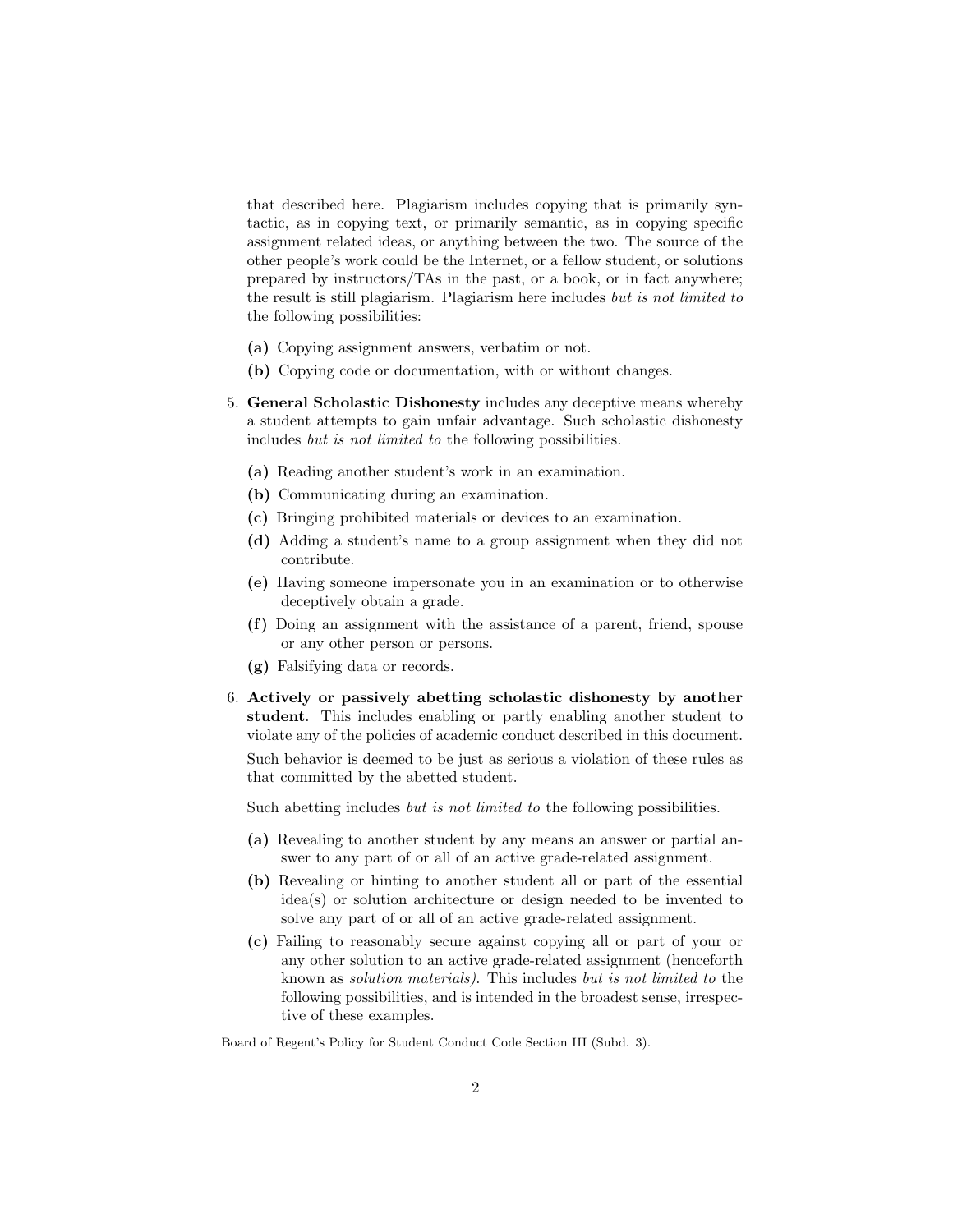that described here. Plagiarism includes copying that is primarily syntactic, as in copying text, or primarily semantic, as in copying specific assignment related ideas, or anything between the two. The source of the other people's work could be the Internet, or a fellow student, or solutions prepared by instructors/TAs in the past, or a book, or in fact anywhere; the result is still plagiarism. Plagiarism here includes *but is not limited to* the following possibilities:

   **(a)** Copying assignment answers, verbatim or not.

   **(b)** Copying code or documentation, with or without changes.

5. **General Scholastic Dishonesty** includes any deceptive means whereby a student attempts to gain unfair advantage. Such scholastic dishonesty includes *but is not limited to* the following possibilities.

   **(a)** Reading another student's work in an examination.

   **(b)** Communicating during an examination.

   **(c)** Bringing prohibited materials or devices to an examination.

   **(d)** Adding a student's name to a group assignment when they did not contribute.

   **(e)** Having someone impersonate you in an examination or to otherwise deceptively obtain a grade.

   **(f)** Doing an assignment with the assistance of a parent, friend, spouse or any other person or persons.

   **(g)** Falsifying data or records.

6. **Actively or passively abetting scholastic dishonesty by another student**. This includes enabling or partly enabling another student to violate any of the policies of academic conduct described in this document.

   Such behavior is deemed to be just as serious a violation of these rules as that committed by the abetted student.

   Such abetting includes *but is not limited to* the following possibilities.

   **(a)** Revealing to another student by any means an answer or partial answer to any part of or all of an active grade-related assignment.

   **(b)** Revealing or hinting to another student all or part of the essential idea(s) or solution architecture or design needed to be invented to solve any part of or all of an active grade-related assignment.

   **(c)** Failing to reasonably secure against copying all or part of your or any other solution to an active grade-related assignment (henceforth known as *solution materials)*. This includes *but is not limited to* the following possibilities, and is intended in the broadest sense, irrespective of these examples.

Board of Regent's Policy for Student Conduct Code Section III (Subd. 3).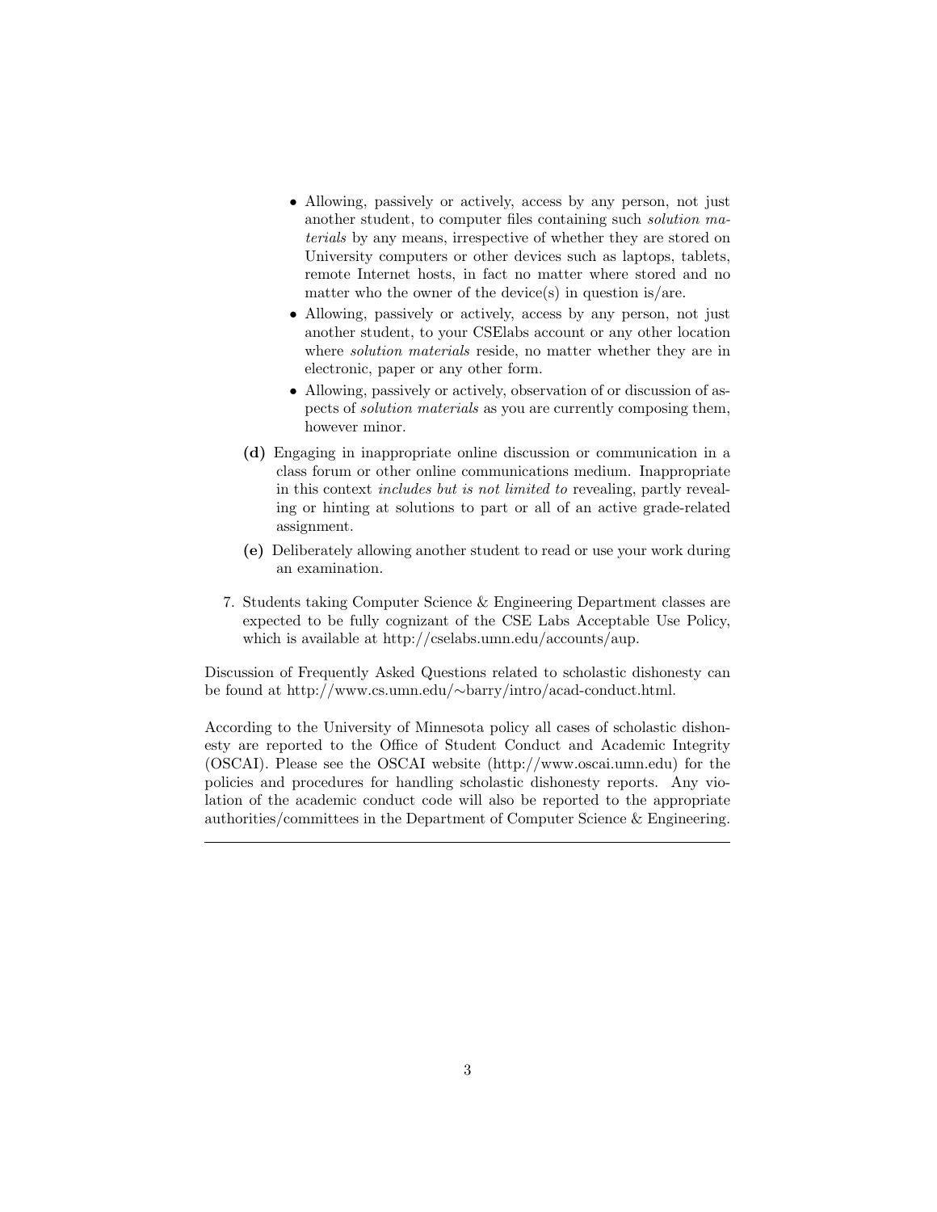- Allowing, passively or actively, access by any person, not just another student, to computer files containing such *solution materials* by any means, irrespective of whether they are stored on University computers or other devices such as laptops, tablets, remote Internet hosts, in fact no matter where stored and no matter who the owner of the device(s) in question is/are.
- Allowing, passively or actively, access by any person, not just another student, to your CSElabs account or any other location where *solution materials* reside, no matter whether they are in electronic, paper or any other form.
- Allowing, passively or actively, observation of or discussion of aspects of *solution materials* as you are currently composing them, however minor.

**(d)** Engaging in inappropriate online discussion or communication in a class forum or other online communications medium. Inappropriate in this context *includes but is not limited to* revealing, partly revealing or hinting at solutions to part or all of an active grade-related assignment.

**(e)** Deliberately allowing another student to read or use your work during an examination.

7. Students taking Computer Science & Engineering Department classes are expected to be fully cognizant of the CSE Labs Acceptable Use Policy, which is available at http://cselabs.umn.edu/accounts/aup.

Discussion of Frequently Asked Questions related to scholastic dishonesty can be found at http://www.cs.umn.edu/∼barry/intro/acad-conduct.html.

According to the University of Minnesota policy all cases of scholastic dishonesty are reported to the Office of Student Conduct and Academic Integrity (OSCAI). Please see the OSCAI website (http://www.oscai.umn.edu) for the policies and procedures for handling scholastic dishonesty reports. Any violation of the academic conduct code will also be reported to the appropriate authorities/committees in the Department of Computer Science & Engineering.

---